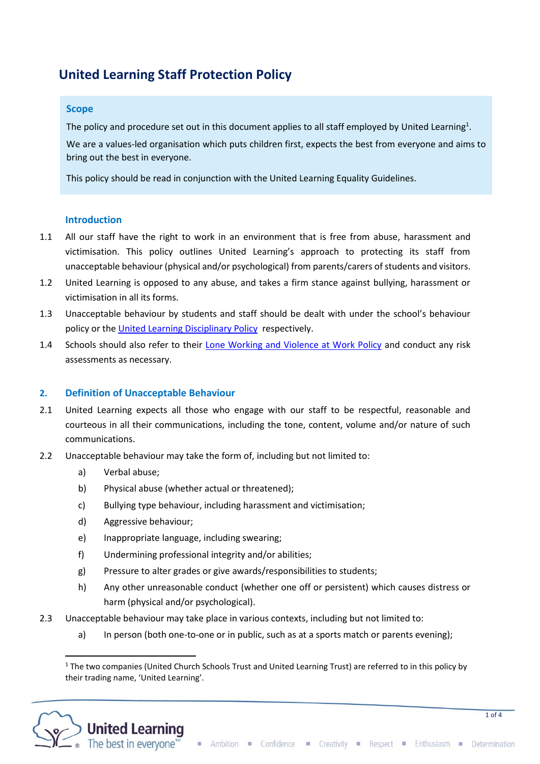# United Learning Staff Protection Policy

**Scope**

The policy and procedure set out in this document applies to all staff employed by United Learning[1].

We are a values-led organisation which puts children first, expects the best from everyone and aims to bring out the best in everyone.

This policy should be read in conjunction with the United Learning Equality Guidelines.

## Introduction

1.1 All our staff have the right to work in an environment that is free from abuse, harassment and victimisation. This policy outlines United Learning's approach to protecting its staff from unacceptable behaviour (physical and/or psychological) from parents/carers of students and visitors.

1.2 United Learning is opposed to any abuse, and takes a firm stance against bullying, harassment or victimisation in all its forms.

1.3 Unacceptable behaviour by students and staff should be dealt with under the school's behaviour policy or the United Learning Disciplinary Policy respectively.

1.4 Schools should also refer to their Lone Working and Violence at Work Policy and conduct any risk assessments as necessary.

## 2. Definition of Unacceptable Behaviour

2.1 United Learning expects all those who engage with our staff to be respectful, reasonable and courteous in all their communications, including the tone, content, volume and/or nature of such communications.

2.2 Unacceptable behaviour may take the form of, including but not limited to:

- a) Verbal abuse;
- b) Physical abuse (whether actual or threatened);
- c) Bullying type behaviour, including harassment and victimisation;
- d) Aggressive behaviour;
- e) Inappropriate language, including swearing;
- f) Undermining professional integrity and/or abilities;
- g) Pressure to alter grades or give awards/responsibilities to students;
- h) Any other unreasonable conduct (whether one off or persistent) which causes distress or harm (physical and/or psychological).

2.3 Unacceptable behaviour may take place in various contexts, including but not limited to:

- a) In person (both one-to-one or in public, such as at a sports match or parents evening);

---

[1] The two companies (United Church Schools Trust and United Learning Trust) are referred to in this policy by their trading name, 'United Learning'.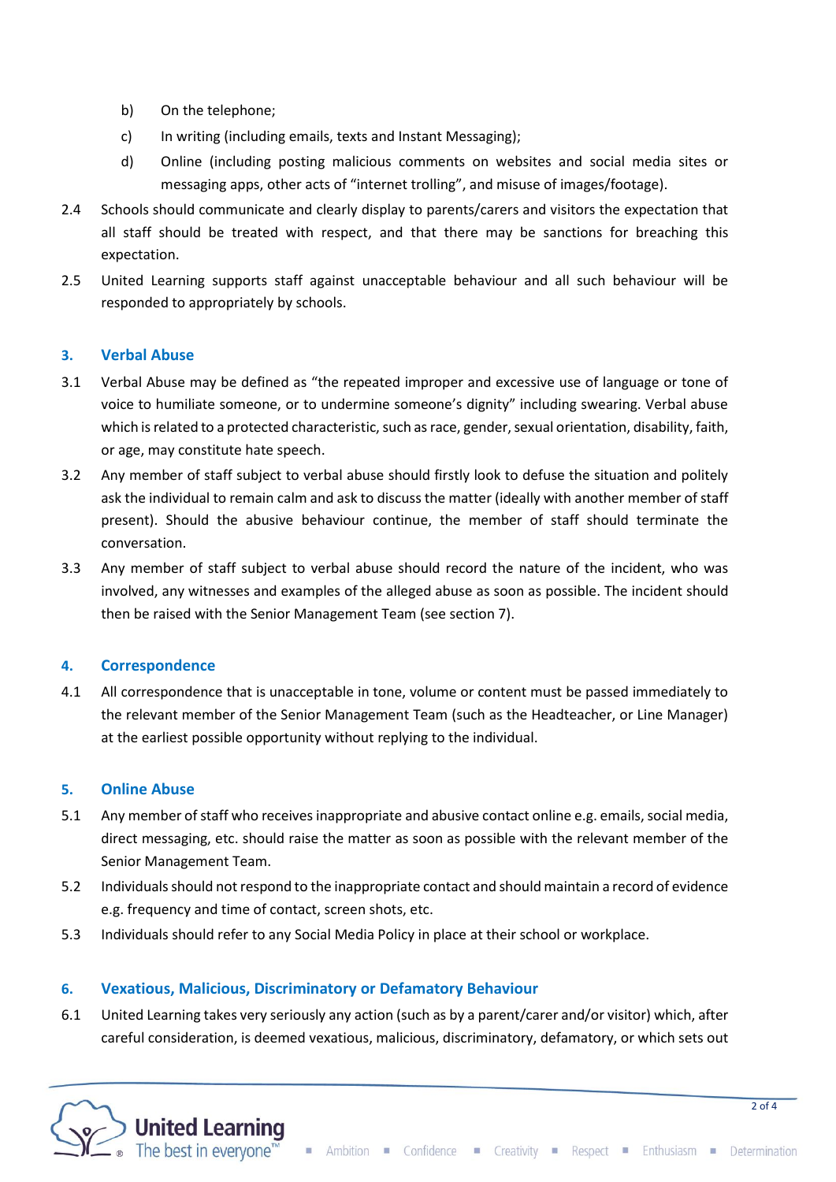b) On the telephone;

c) In writing (including emails, texts and Instant Messaging);

d) Online (including posting malicious comments on websites and social media sites or messaging apps, other acts of "internet trolling", and misuse of images/footage).

2.4 Schools should communicate and clearly display to parents/carers and visitors the expectation that all staff should be treated with respect, and that there may be sanctions for breaching this expectation.

2.5 United Learning supports staff against unacceptable behaviour and all such behaviour will be responded to appropriately by schools.

## 3. Verbal Abuse

3.1 Verbal Abuse may be defined as "the repeated improper and excessive use of language or tone of voice to humiliate someone, or to undermine someone's dignity" including swearing. Verbal abuse which is related to a protected characteristic, such as race, gender, sexual orientation, disability, faith, or age, may constitute hate speech.

3.2 Any member of staff subject to verbal abuse should firstly look to defuse the situation and politely ask the individual to remain calm and ask to discuss the matter (ideally with another member of staff present). Should the abusive behaviour continue, the member of staff should terminate the conversation.

3.3 Any member of staff subject to verbal abuse should record the nature of the incident, who was involved, any witnesses and examples of the alleged abuse as soon as possible. The incident should then be raised with the Senior Management Team (see section 7).

## 4. Correspondence

4.1 All correspondence that is unacceptable in tone, volume or content must be passed immediately to the relevant member of the Senior Management Team (such as the Headteacher, or Line Manager) at the earliest possible opportunity without replying to the individual.

## 5. Online Abuse

5.1 Any member of staff who receives inappropriate and abusive contact online e.g. emails, social media, direct messaging, etc. should raise the matter as soon as possible with the relevant member of the Senior Management Team.

5.2 Individuals should not respond to the inappropriate contact and should maintain a record of evidence e.g. frequency and time of contact, screen shots, etc.

5.3 Individuals should refer to any Social Media Policy in place at their school or workplace.

## 6. Vexatious, Malicious, Discriminatory or Defamatory Behaviour

6.1 United Learning takes very seriously any action (such as by a parent/carer and/or visitor) which, after careful consideration, is deemed vexatious, malicious, discriminatory, defamatory, or which sets out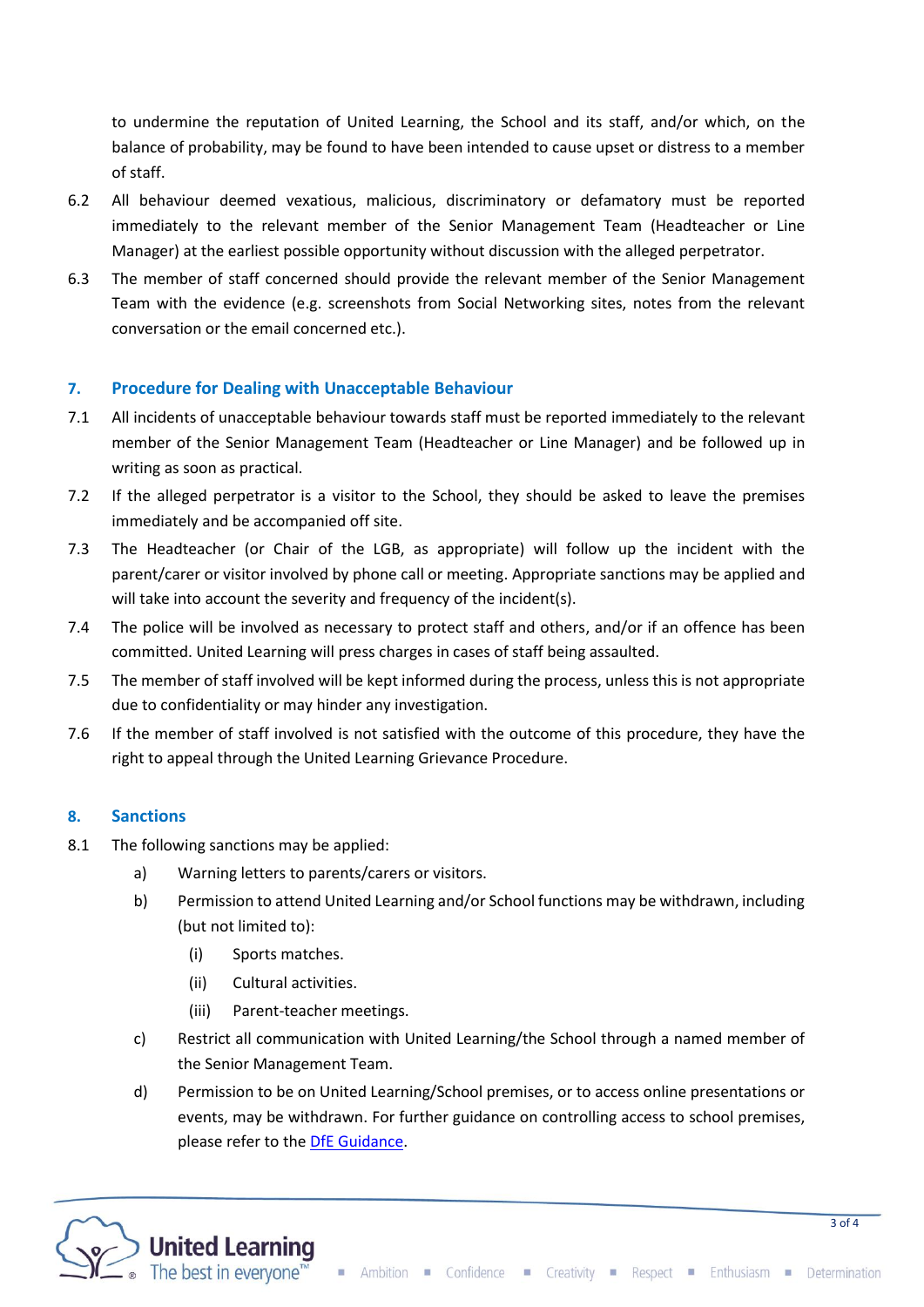to undermine the reputation of United Learning, the School and its staff, and/or which, on the balance of probability, may be found to have been intended to cause upset or distress to a member of staff.

6.2 All behaviour deemed vexatious, malicious, discriminatory or defamatory must be reported immediately to the relevant member of the Senior Management Team (Headteacher or Line Manager) at the earliest possible opportunity without discussion with the alleged perpetrator.

6.3 The member of staff concerned should provide the relevant member of the Senior Management Team with the evidence (e.g. screenshots from Social Networking sites, notes from the relevant conversation or the email concerned etc.).

## 7. Procedure for Dealing with Unacceptable Behaviour

7.1 All incidents of unacceptable behaviour towards staff must be reported immediately to the relevant member of the Senior Management Team (Headteacher or Line Manager) and be followed up in writing as soon as practical.

7.2 If the alleged perpetrator is a visitor to the School, they should be asked to leave the premises immediately and be accompanied off site.

7.3 The Headteacher (or Chair of the LGB, as appropriate) will follow up the incident with the parent/carer or visitor involved by phone call or meeting. Appropriate sanctions may be applied and will take into account the severity and frequency of the incident(s).

7.4 The police will be involved as necessary to protect staff and others, and/or if an offence has been committed. United Learning will press charges in cases of staff being assaulted.

7.5 The member of staff involved will be kept informed during the process, unless this is not appropriate due to confidentiality or may hinder any investigation.

7.6 If the member of staff involved is not satisfied with the outcome of this procedure, they have the right to appeal through the United Learning Grievance Procedure.

## 8. Sanctions

8.1 The following sanctions may be applied:

a) Warning letters to parents/carers or visitors.

b) Permission to attend United Learning and/or School functions may be withdrawn, including (but not limited to):

   (i) Sports matches.

   (ii) Cultural activities.

   (iii) Parent-teacher meetings.

c) Restrict all communication with United Learning/the School through a named member of the Senior Management Team.

d) Permission to be on United Learning/School premises, or to access online presentations or events, may be withdrawn. For further guidance on controlling access to school premises, please refer to the DfE Guidance.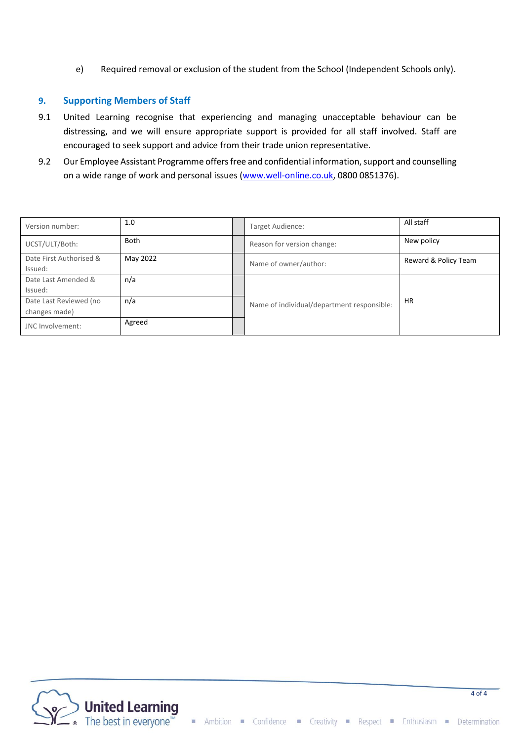e) Required removal or exclusion of the student from the School (Independent Schools only).

## 9. Supporting Members of Staff

9.1 United Learning recognise that experiencing and managing unacceptable behaviour can be distressing, and we will ensure appropriate support is provided for all staff involved. Staff are encouraged to seek support and advice from their trade union representative.

9.2 Our Employee Assistant Programme offers free and confidential information, support and counselling on a wide range of work and personal issues (www.well-online.co.uk, 0800 0851376).

| | | | | |
|---|---|---|---|---|
| Version number: | 1.0 | | Target Audience: | All staff |
| UCST/ULT/Both: | Both | | Reason for version change: | New policy |
| Date First Authorised & Issued: | May 2022 | | Name of owner/author: | Reward & Policy Team |
| Date Last Amended & Issued: | n/a | | Name of individual/department responsible: | HR |
| Date Last Reviewed (no changes made) | n/a | | | |
| JNC Involvement: | Agreed | | | |